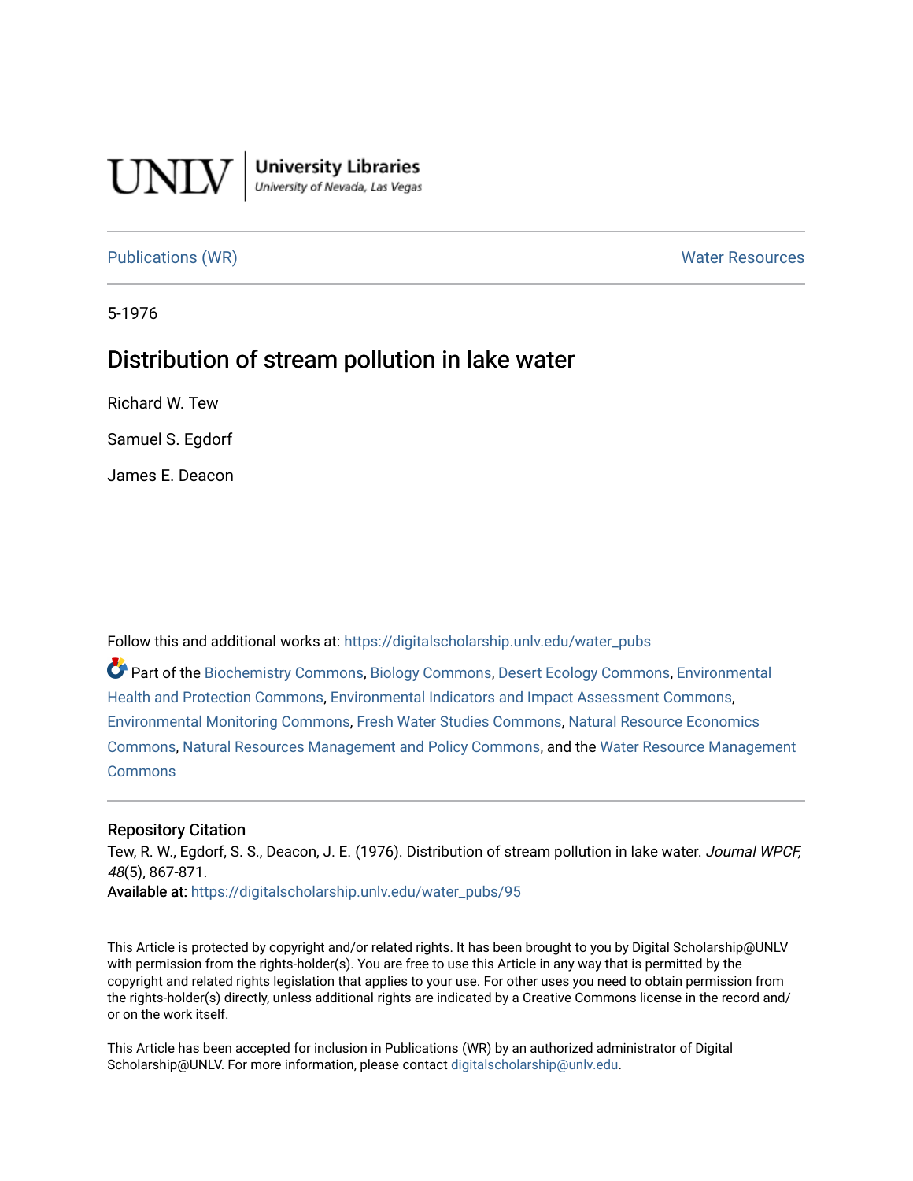UNLV | University Libraries
University of Nevada, Las Vegas

Publications (WR) Water Resources

5-1976

# Distribution of stream pollution in lake water

Richard W. Tew

Samuel S. Egdorf

James E. Deacon

Follow this and additional works at: https://digitalscholarship.unlv.edu/water_pubs

Part of the Biochemistry Commons, Biology Commons, Desert Ecology Commons, Environmental Health and Protection Commons, Environmental Indicators and Impact Assessment Commons, Environmental Monitoring Commons, Fresh Water Studies Commons, Natural Resource Economics Commons, Natural Resources Management and Policy Commons, and the Water Resource Management Commons

## Repository Citation

Tew, R. W., Egdorf, S. S., Deacon, J. E. (1976). Distribution of stream pollution in lake water. *Journal WPCF, 48*(5), 867-871.

**Available at:** https://digitalscholarship.unlv.edu/water_pubs/95

This Article is protected by copyright and/or related rights. It has been brought to you by Digital Scholarship@UNLV with permission from the rights-holder(s). You are free to use this Article in any way that is permitted by the copyright and related rights legislation that applies to your use. For other uses you need to obtain permission from the rights-holder(s) directly, unless additional rights are indicated by a Creative Commons license in the record and/or on the work itself.

This Article has been accepted for inclusion in Publications (WR) by an authorized administrator of Digital Scholarship@UNLV. For more information, please contact digitalscholarship@unlv.edu.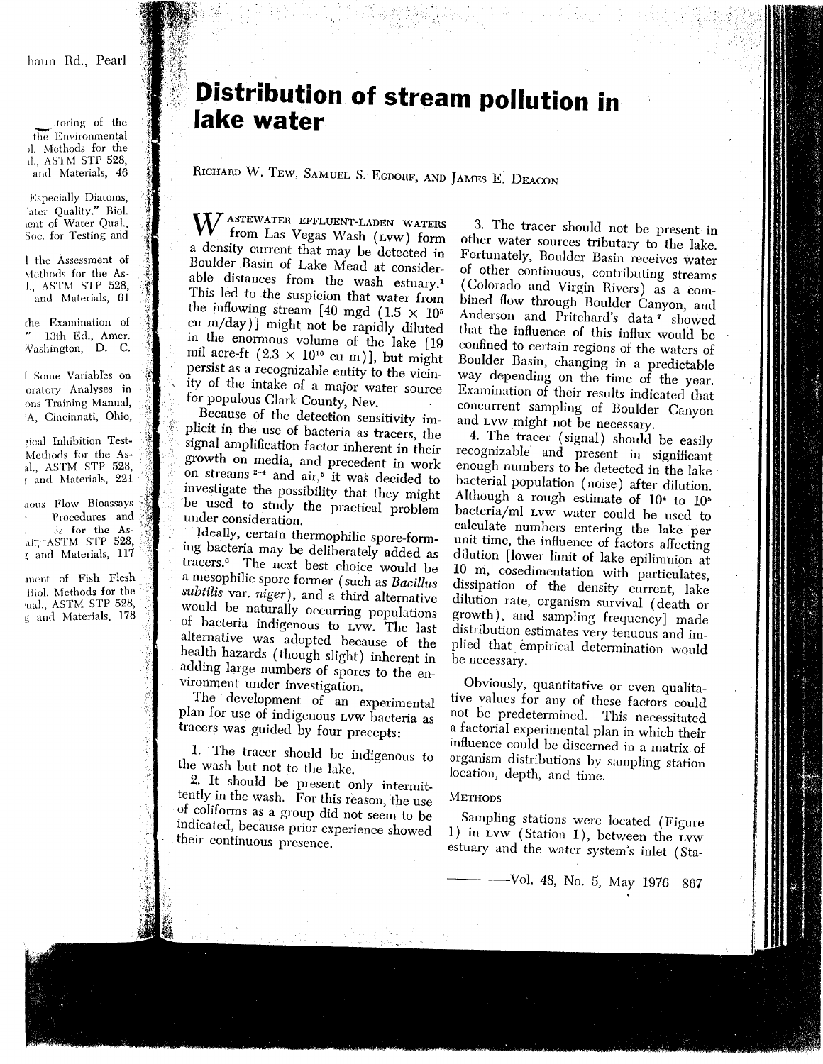# Distribution of stream pollution in lake water

Richard W. Tew, Samuel S. Egdorf, and James E. Deacon

Wastewater effluent-laden waters from Las Vegas Wash (LVW) form a density current that may be detected in Boulder Basin of Lake Mead at considerable distances from the wash estuary.[1] This led to the suspicion that water from the inflowing stream [40 mgd ($1.5 \times 10^5$ cu m/day)] might not be rapidly diluted in the enormous volume of the lake [19 mil acre-ft ($2.3 \times 10^{10}$ cu m)], but might persist as a recognizable entity to the vicinity of the intake of a major water source for populous Clark County, Nev.

Because of the detection sensitivity implicit in the use of bacteria as tracers, the signal amplification factor inherent in their growth on media, and precedent in work on streams [2-4] and air,[5] it was decided to investigate the possibility that they might be used to study the practical problem under consideration.

Ideally, certain thermophilic spore-forming bacteria may be deliberately added as tracers.[6] The next best choice would be a mesophilic spore former (such as *Bacillus subtilis* var. *niger*), and a third alternative would be naturally occurring populations of bacteria indigenous to LVW. The last alternative was adopted because of the health hazards (though slight) inherent in adding large numbers of spores to the environment under investigation.

The development of an experimental plan for use of indigenous LVW bacteria as tracers was guided by four precepts:

1. The tracer should be indigenous to the wash but not to the lake.
2. It should be present only intermittently in the wash. For this reason, the use of coliforms as a group did not seem to be indicated, because prior experience showed their continuous presence.
3. The tracer should not be present in other water sources tributary to the lake. Fortunately, Boulder Basin receives water of other continuous, contributing streams (Colorado and Virgin Rivers) as a combined flow through Boulder Canyon, and Anderson and Pritchard's data[7] showed that the influence of this influx would be confined to certain regions of the waters of Boulder Basin, changing in a predictable way depending on the time of the year. Examination of their results indicated that concurrent sampling of Boulder Canyon and LVW might not be necessary.
4. The tracer (signal) should be easily recognizable and present in significant enough numbers to be detected in the lake bacterial population (noise) after dilution. Although a rough estimate of $10^4$ to $10^5$ bacteria/ml LVW water could be used to calculate numbers entering the lake per unit time, the influence of factors affecting dilution [lower limit of lake epilimnion at 10 m, cosedimentation with particulates, dissipation of the density current, lake dilution rate, organism survival (death or growth), and sampling frequency] made distribution estimates very tenuous and implied that empirical determination would be necessary.

Obviously, quantitative or even qualitative values for any of these factors could not be predetermined. This necessitated a factorial experimental plan in which their influence could be discerned in a matrix of organism distributions by sampling station location, depth, and time.

## Methods

Sampling stations were located (Figure 1) in LVW (Station 1), between the LVW estuary and the water system's inlet (Sta-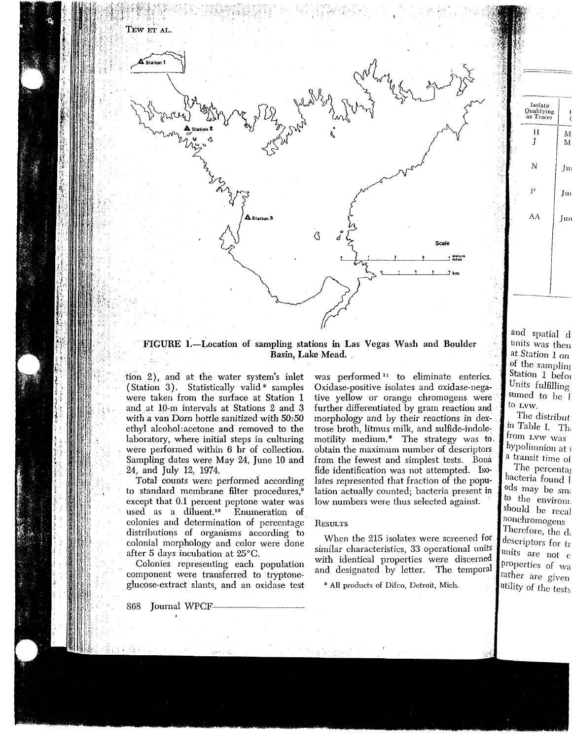FIGURE 1.—Location of sampling stations in Las Vegas Wash and Boulder Basin, Lake Mead.

tion 2), and at the water system's inlet (Station 3). Statistically valid[8] samples were taken from the surface at Station 1 and at 10-m intervals at Stations 2 and 3 with a van Dorn bottle sanitized with 50:50 ethyl alcohol:acetone and removed to the laboratory, where initial steps in culturing were performed within 6 hr of collection. Sampling dates were May 24, June 10 and 24, and July 12, 1974.

Total counts were performed according to standard membrane filter procedures,[9] except that 0.1 percent peptone water was used as a diluent.[10] Enumeration of colonies and determination of percentage distributions of organisms according to colonial morphology and color were done after 5 days incubation at 25°C.

Colonies representing each population component were transferred to tryptone-glucose-extract slants, and an oxidase test was performed[11] to eliminate enterics. Oxidase-positive isolates and oxidase-negative yellow or orange chromogens were further differentiated by gram reaction and morphology and by their reactions in dextrose broth, litmus milk, and sulfide-indole-motility medium.* The strategy was to obtain the maximum number of descriptors from the fewest and simplest tests. Bona fide identification was not attempted. Isolates represented that fraction of the population actually counted; bacteria present in low numbers were thus selected against.

## Results

When the 215 isolates were screened for similar characteristics, 33 operational units with identical properties were discerned and designated by letter. The temporal

\* All products of Difco, Detroit, Mich.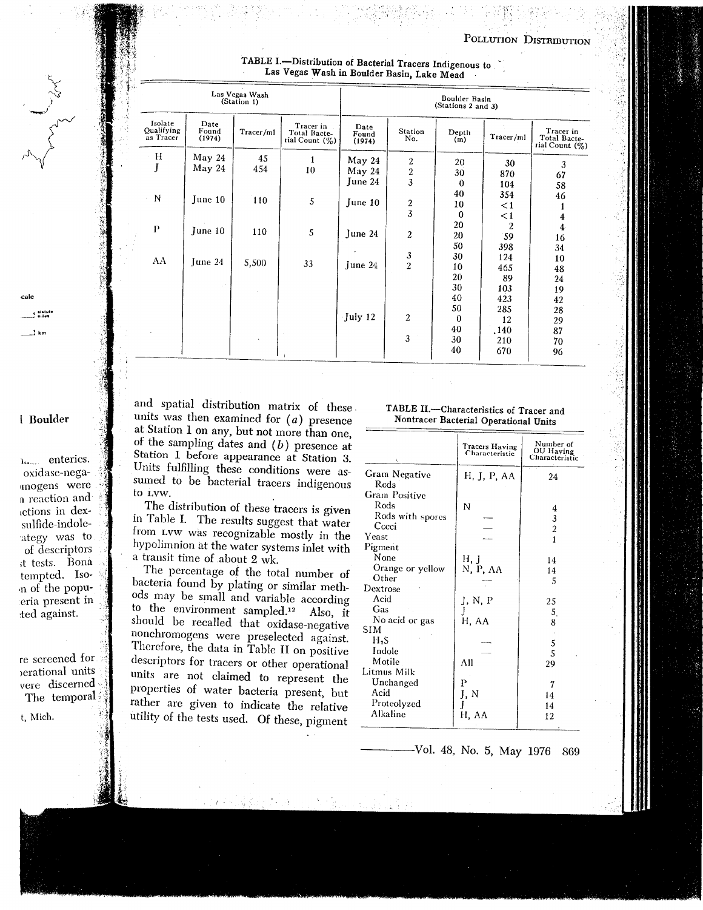TABLE I.—Distribution of Bacterial Tracers Indigenous to Las Vegas Wash in Boulder Basin, Lake Mead

| Las Vegas Wash (Station 1) | | | | Boulder Basin (Stations 2 and 3) | | | | |
|---|---|---|---|---|---|---|---|---|
| Isolate Qualifying as Tracer | Date Found (1974) | Tracer/ml | Tracer in Total Bacterial Count (%) | Date Found (1974) | Station No. | Depth (m) | Tracer/ml | Tracer in Total Bacterial Count (%) |
| H | May 24 | 45 | 1 | May 24 | 2 | 20 | 30 | 3 |
| J | May 24 | 454 | 10 | May 24 | 2 | 30 | 870 | 67 |
| | | | | June 24 | 3 | 0 | 104 | 58 |
| | | | | | | 40 | 354 | 46 |
| N | June 10 | 110 | 5 | June 10 | 2 | 10 | <1 | 1 |
| | | | | | 3 | 0 | <1 | 4 |
| | | | | | | 20 | 2 | 4 |
| P | June 10 | 110 | 5 | June 24 | 2 | 20 | 59 | 16 |
| | | | | | | 50 | 398 | 34 |
| | | | | | 3 | 30 | 124 | 10 |
| AA | June 24 | 5,500 | 33 | June 24 | 2 | 10 | 465 | 48 |
| | | | | | | 20 | 89 | 24 |
| | | | | | | 30 | 103 | 19 |
| | | | | | | 40 | 423 | 42 |
| | | | | | | 50 | 285 | 28 |
| | | | | July 12 | 2 | 0 | 12 | 29 |
| | | | | | | 40 | .140 | 87 |
| | | | | | 3 | 30 | 210 | 70 |
| | | | | | | 40 | 670 | 96 |

and spatial distribution matrix of these units was then examined for (*a*) presence at Station 1 on any, but not more than one, of the sampling dates and (*b*) presence at Station 1 before appearance at Station 3. Units fulfilling these conditions were assumed to be bacterial tracers indigenous to LVW.

The distribution of these tracers is given in Table I. The results suggest that water from LVW was recognizable mostly in the hypolimnion at the water systems inlet with a transit time of about 2 wk.

The percentage of the total number of bacteria found by plating or similar methods may be small and variable according to the environment sampled.[12] Also, it should be recalled that oxidase-negative nonchromogens were preselected against. Therefore, the data in Table II on positive descriptors for tracers or other operational units are not claimed to represent the properties of water bacteria present, but rather are given to indicate the relative utility of the tests used. Of these, pigment

TABLE II.—Characteristics of Tracer and Nontracer Bacterial Operational Units

| | Tracers Having Characteristic | Number of OU Having Characteristic |
|---|---|---|
| Gram Negative Rods | H, J, P, AA | 24 |
| Gram Positive | | |
| Rods | N | 4 |
| Rods with spores | — | 3 |
| Cocci | — | 2 |
| Yeast | — | 1 |
| Pigment | | |
| None | H, J | 14 |
| Orange or yellow | N, P, AA | 14 |
| Other | — | 5 |
| Dextrose | | |
| Acid | J, N, P | 25 |
| Gas | J | 5 |
| No acid or gas | H, AA | 8 |
| SIM | | |
| $H_2S$ | — | 5 |
| Indole | — | 5 |
| Motile | All | 29 |
| Litmus Milk | | |
| Unchanged | P | 7 |
| Acid | J, N | 14 |
| Proteolyzed | J | 14 |
| Alkaline | H, AA | 12 |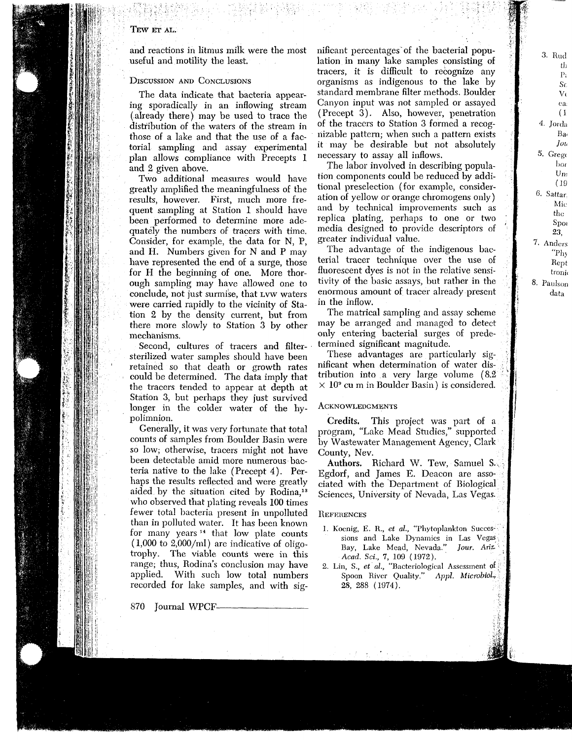and reactions in litmus milk were the most useful and motility the least.

## Discussion and Conclusions

The data indicate that bacteria appearing sporadically in an inflowing stream (already there) may be used to trace the distribution of the waters of the stream in those of a lake and that the use of a factorial sampling and assay experimental plan allows compliance with Precepts 1 and 2 given above.

Two additional measures would have greatly amplified the meaningfulness of the results, however. First, much more frequent sampling at Station 1 should have been performed to determine more adequately the numbers of tracers with time. Consider, for example, the data for N, P, and H. Numbers given for N and P may have represented the end of a surge, those for H the beginning of one. More thorough sampling may have allowed one to conclude, not just surmise, that LVW waters were carried rapidly to the vicinity of Station 2 by the density current, but from there more slowly to Station 3 by other mechanisms.

Second, cultures of tracers and filter-sterilized water samples should have been retained so that death or growth rates could be determined. The data imply that the tracers tended to appear at depth at Station 3, but perhaps they just survived longer in the colder water of the hypolimnion.

Generally, it was very fortunate that total counts of samples from Boulder Basin were so low; otherwise, tracers might not have been detectable amid more numerous bacteria native to the lake (Precept 4). Perhaps the results reflected and were greatly aided by the situation cited by Rodina,[13] who observed that plating reveals 100 times fewer total bacteria present in unpolluted than in polluted water. It has been known for many years[14] that low plate counts (1,000 to 2,000/ml) are indicative of oligotrophy. The viable counts were in this range; thus, Rodina's conclusion may have applied. With such low total numbers recorded for lake samples, and with significant percentages of the bacterial population in many lake samples consisting of tracers, it is difficult to recognize any organisms as indigenous to the lake by standard membrane filter methods. Boulder Canyon input was not sampled or assayed (Precept 3). Also, however, penetration of the tracers to Station 3 formed a recognizable pattern; when such a pattern exists it may be desirable but not absolutely necessary to assay all inflows.

The labor involved in describing population components could be reduced by additional preselection (for example, consideration of yellow or orange chromogens only) and by technical improvements such as replica plating, perhaps to one or two media designed to provide descriptors of greater individual value.

The advantage of the indigenous bacterial tracer technique over the use of fluorescent dyes is not in the relative sensitivity of the basic assays, but rather in the enormous amount of tracer already present in the inflow.

The matrical sampling and assay scheme may be arranged and managed to detect only entering bacterial surges of predetermined significant magnitude.

These advantages are particularly significant when determination of water distribution into a very large volume ($8.2 \times 10^9$ cu m in Boulder Basin) is considered.

## Acknowledgments

**Credits.** This project was part of a program, "Lake Mead Studies," supported by Wastewater Management Agency, Clark County, Nev.

**Authors.** Richard W. Tew, Samuel S. Egdorf, and James E. Deacon are associated with the Department of Biological Sciences, University of Nevada, Las Vegas.

## References

1. Koenig, E. R., *et al.*, "Phytoplankton Successions and Lake Dynamics in Las Vegas Bay, Lake Mead, Nevada." *Jour. Ariz. Acad. Sci.*, **7**, 109 (1972).
2. Lin, S., *et al.*, "Bacteriological Assessment of Spoon River Quality." *Appl. Microbiol.*, **28**, 288 (1974).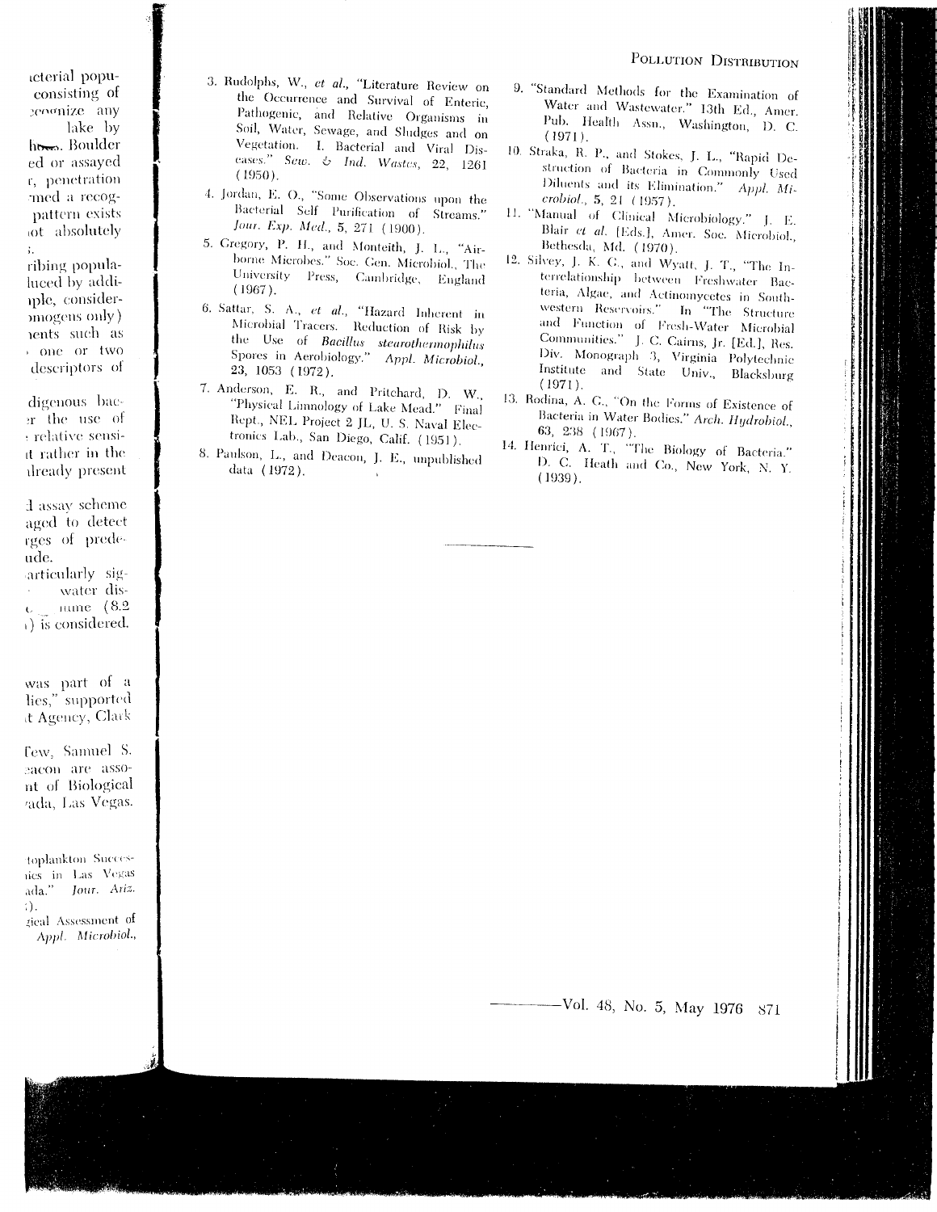3. Rudolphs, W., *et al.*, "Literature Review on the Occurrence and Survival of Enteric, Pathogenic, and Relative Organisms in Soil, Water, Sewage, and Sludges and on Vegetation. I. Bacterial and Viral Diseases." *Sew. & Ind. Wastes*, 22, 1261 (1950).
4. Jordan, E. O., "Some Observations upon the Bacterial Self Purification of Streams." *Jour. Exp. Med.*, 5, 271 (1900).
5. Gregory, P. H., and Monteith, J. L., "Airborne Microbes." Soc. Gen. Microbiol., The University Press, Cambridge, England (1967).
6. Sattar, S. A., *et al.*, "Hazard Inherent in Microbial Tracers. Reduction of Risk by the Use of *Bacillus stearothermophilus* Spores in Aerobiology." *Appl. Microbiol.*, **23**, 1053 (1972).
7. Anderson, E. R., and Pritchard, D. W., "Physical Limnology of Lake Mead." Final Rept., NEL Project 2 JL, U. S. Naval Electronics Lab., San Diego, Calif. (1951).
8. Paulson, L., and Deacon, J. E., unpublished data (1972).
9. "Standard Methods for the Examination of Water and Wastewater." 13th Ed., Amer. Pub. Health Assn., Washington, D. C. (1971).
10. Straka, R. P., and Stokes, J. L., "Rapid Destruction of Bacteria in Commonly Used Diluents and its Elimination." *Appl. Microbiol.*, **5**, 21 (1957).
11. "Manual of Clinical Microbiology." J. E. Blair *et al.* [Eds.], Amer. Soc. Microbiol., Bethesda, Md. (1970).
12. Silvey, J. K. G., and Wyatt, J. T., "The Interrelationship between Freshwater Bacteria, Algae, and Actinomycetes in Southwestern Reservoirs." In "The Structure and Function of Fresh-Water Microbial Communities." J. C. Cairns, Jr. [Ed.], Res. Div. Monograph 3, Virginia Polytechnic Institute and State Univ., Blacksburg (1971).
13. Rodina, A. G., "On the Forms of Existence of Bacteria in Water Bodies." *Arch. Hydrobiol.*, **63**, 238 (1967).
14. Henrici, A. T., "The Biology of Bacteria." D. C. Heath and Co., New York, N. Y. (1939).